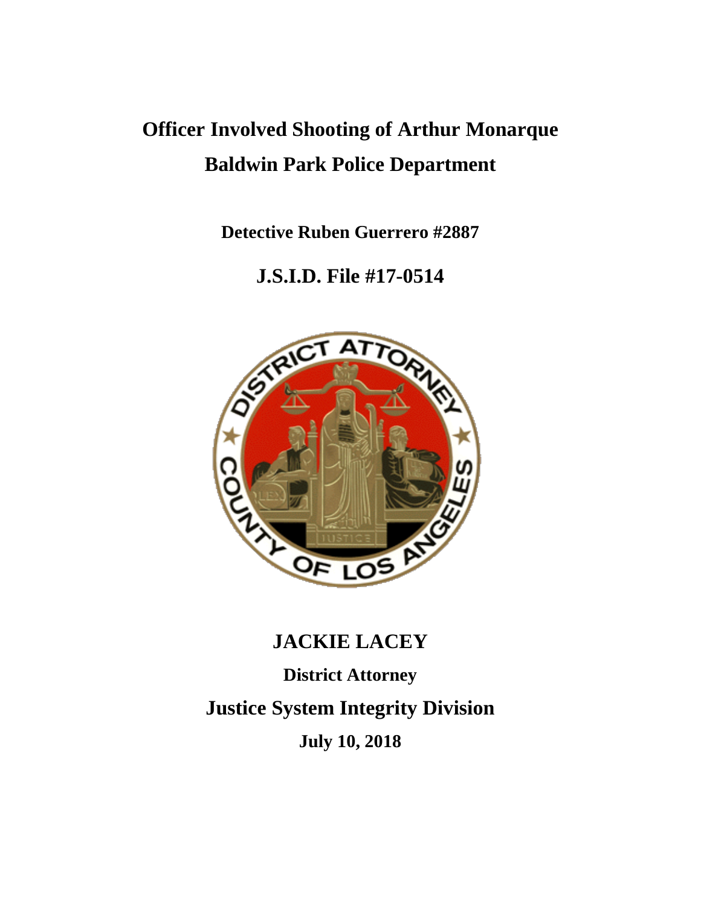# Officer Involved Shooting of Arthur Monarque
# Baldwin Park Police Department

**Detective Ruben Guerrero #2887**

## J.S.I.D. File #17-0514

## JACKIE LACEY

**District Attorney**

## Justice System Integrity Division

**July 10, 2018**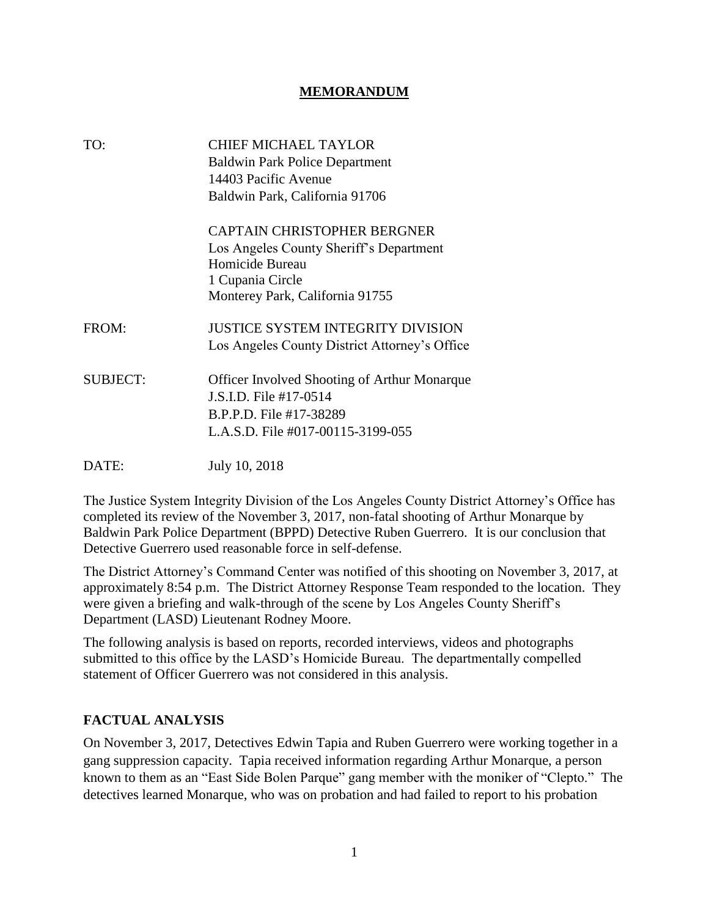# **MEMORANDUM**

| | |
|---|---|
| TO: | CHIEF MICHAEL TAYLOR<br>Baldwin Park Police Department<br>14403 Pacific Avenue<br>Baldwin Park, California 91706 |
| | CAPTAIN CHRISTOPHER BERGNER<br>Los Angeles County Sheriff's Department<br>Homicide Bureau<br>1 Cupania Circle<br>Monterey Park, California 91755 |
| FROM: | JUSTICE SYSTEM INTEGRITY DIVISION<br>Los Angeles County District Attorney's Office |
| SUBJECT: | Officer Involved Shooting of Arthur Monarque<br>J.S.I.D. File #17-0514<br>B.P.P.D. File #17-38289<br>L.A.S.D. File #017-00115-3199-055 |
| DATE: | July 10, 2018 |

The Justice System Integrity Division of the Los Angeles County District Attorney's Office has completed its review of the November 3, 2017, non-fatal shooting of Arthur Monarque by Baldwin Park Police Department (BPPD) Detective Ruben Guerrero. It is our conclusion that Detective Guerrero used reasonable force in self-defense.

The District Attorney's Command Center was notified of this shooting on November 3, 2017, at approximately 8:54 p.m. The District Attorney Response Team responded to the location. They were given a briefing and walk-through of the scene by Los Angeles County Sheriff's Department (LASD) Lieutenant Rodney Moore.

The following analysis is based on reports, recorded interviews, videos and photographs submitted to this office by the LASD's Homicide Bureau. The departmentally compelled statement of Officer Guerrero was not considered in this analysis.

## **FACTUAL ANALYSIS**

On November 3, 2017, Detectives Edwin Tapia and Ruben Guerrero were working together in a gang suppression capacity. Tapia received information regarding Arthur Monarque, a person known to them as an "East Side Bolen Parque" gang member with the moniker of "Clepto." The detectives learned Monarque, who was on probation and had failed to report to his probation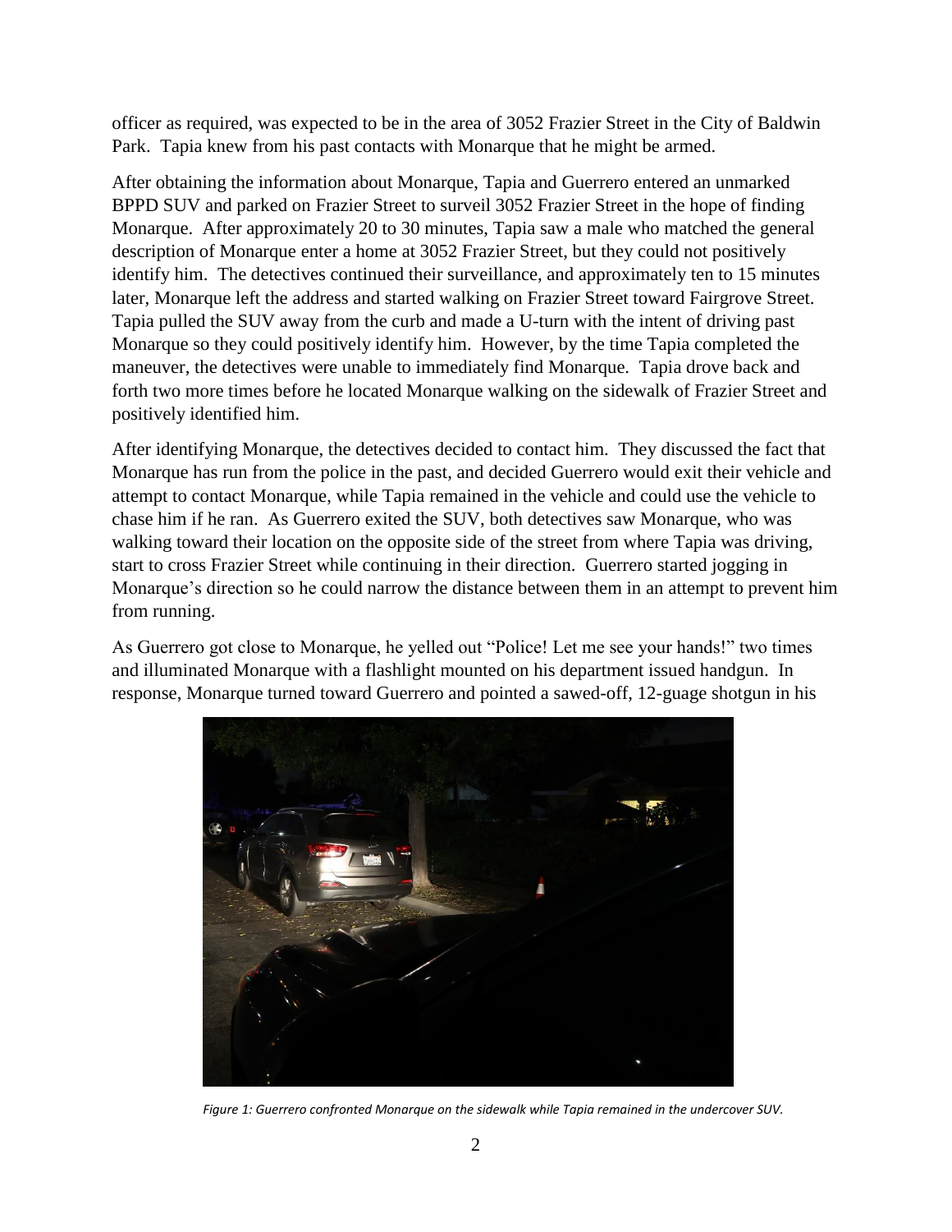officer as required, was expected to be in the area of 3052 Frazier Street in the City of Baldwin Park. Tapia knew from his past contacts with Monarque that he might be armed.

After obtaining the information about Monarque, Tapia and Guerrero entered an unmarked BPPD SUV and parked on Frazier Street to surveil 3052 Frazier Street in the hope of finding Monarque. After approximately 20 to 30 minutes, Tapia saw a male who matched the general description of Monarque enter a home at 3052 Frazier Street, but they could not positively identify him. The detectives continued their surveillance, and approximately ten to 15 minutes later, Monarque left the address and started walking on Frazier Street toward Fairgrove Street. Tapia pulled the SUV away from the curb and made a U-turn with the intent of driving past Monarque so they could positively identify him. However, by the time Tapia completed the maneuver, the detectives were unable to immediately find Monarque. Tapia drove back and forth two more times before he located Monarque walking on the sidewalk of Frazier Street and positively identified him.

After identifying Monarque, the detectives decided to contact him. They discussed the fact that Monarque has run from the police in the past, and decided Guerrero would exit their vehicle and attempt to contact Monarque, while Tapia remained in the vehicle and could use the vehicle to chase him if he ran. As Guerrero exited the SUV, both detectives saw Monarque, who was walking toward their location on the opposite side of the street from where Tapia was driving, start to cross Frazier Street while continuing in their direction. Guerrero started jogging in Monarque's direction so he could narrow the distance between them in an attempt to prevent him from running.

As Guerrero got close to Monarque, he yelled out "Police! Let me see your hands!" two times and illuminated Monarque with a flashlight mounted on his department issued handgun. In response, Monarque turned toward Guerrero and pointed a sawed-off, 12-guage shotgun in his

*Figure 1: Guerrero confronted Monarque on the sidewalk while Tapia remained in the undercover SUV.*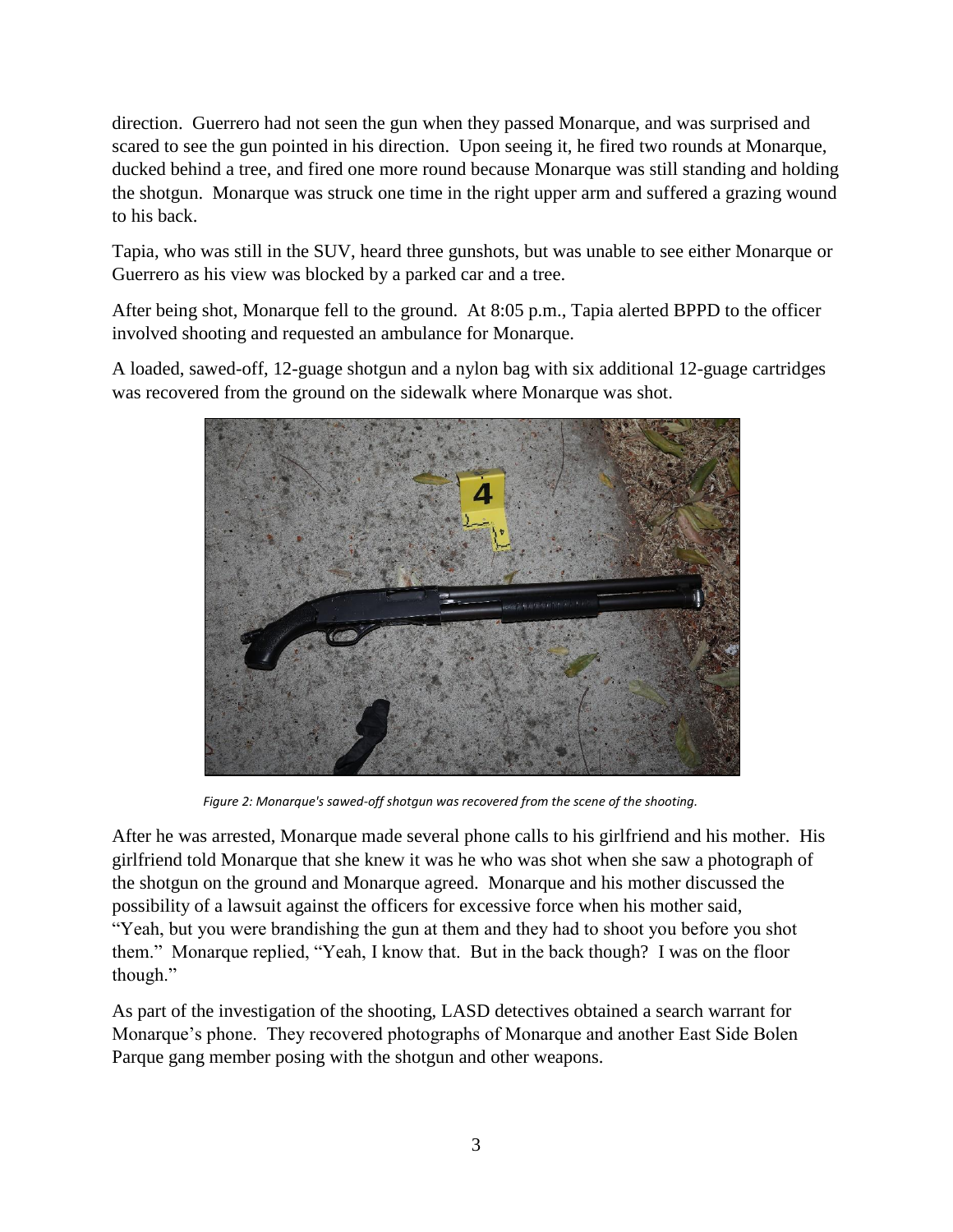direction. Guerrero had not seen the gun when they passed Monarque, and was surprised and scared to see the gun pointed in his direction. Upon seeing it, he fired two rounds at Monarque, ducked behind a tree, and fired one more round because Monarque was still standing and holding the shotgun. Monarque was struck one time in the right upper arm and suffered a grazing wound to his back.

Tapia, who was still in the SUV, heard three gunshots, but was unable to see either Monarque or Guerrero as his view was blocked by a parked car and a tree.

After being shot, Monarque fell to the ground. At 8:05 p.m., Tapia alerted BPPD to the officer involved shooting and requested an ambulance for Monarque.

A loaded, sawed-off, 12-guage shotgun and a nylon bag with six additional 12-guage cartridges was recovered from the ground on the sidewalk where Monarque was shot.

*Figure 2: Monarque's sawed-off shotgun was recovered from the scene of the shooting.*

After he was arrested, Monarque made several phone calls to his girlfriend and his mother. His girlfriend told Monarque that she knew it was he who was shot when she saw a photograph of the shotgun on the ground and Monarque agreed. Monarque and his mother discussed the possibility of a lawsuit against the officers for excessive force when his mother said, "Yeah, but you were brandishing the gun at them and they had to shoot you before you shot them." Monarque replied, "Yeah, I know that. But in the back though? I was on the floor though."

As part of the investigation of the shooting, LASD detectives obtained a search warrant for Monarque's phone. They recovered photographs of Monarque and another East Side Bolen Parque gang member posing with the shotgun and other weapons.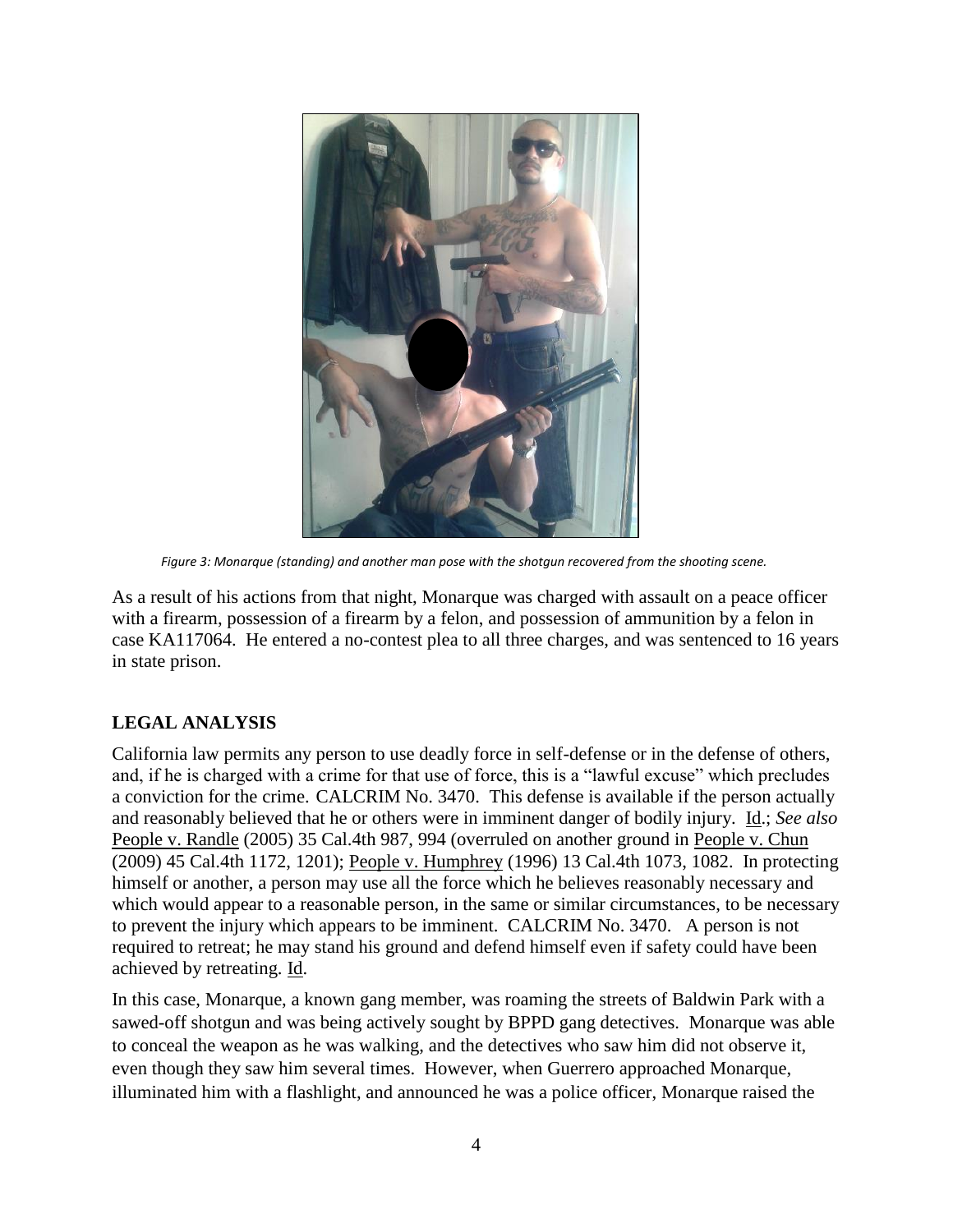*Figure 3: Monarque (standing) and another man pose with the shotgun recovered from the shooting scene.*

As a result of his actions from that night, Monarque was charged with assault on a peace officer with a firearm, possession of a firearm by a felon, and possession of ammunition by a felon in case KA117064. He entered a no-contest plea to all three charges, and was sentenced to 16 years in state prison.

## LEGAL ANALYSIS

California law permits any person to use deadly force in self-defense or in the defense of others, and, if he is charged with a crime for that use of force, this is a "lawful excuse" which precludes a conviction for the crime. CALCRIM No. 3470. This defense is available if the person actually and reasonably believed that he or others were in imminent danger of bodily injury. Id.; *See also* People v. Randle (2005) 35 Cal.4th 987, 994 (overruled on another ground in People v. Chun (2009) 45 Cal.4th 1172, 1201); People v. Humphrey (1996) 13 Cal.4th 1073, 1082. In protecting himself or another, a person may use all the force which he believes reasonably necessary and which would appear to a reasonable person, in the same or similar circumstances, to be necessary to prevent the injury which appears to be imminent. CALCRIM No. 3470. A person is not required to retreat; he may stand his ground and defend himself even if safety could have been achieved by retreating. Id.

In this case, Monarque, a known gang member, was roaming the streets of Baldwin Park with a sawed-off shotgun and was being actively sought by BPPD gang detectives. Monarque was able to conceal the weapon as he was walking, and the detectives who saw him did not observe it, even though they saw him several times. However, when Guerrero approached Monarque, illuminated him with a flashlight, and announced he was a police officer, Monarque raised the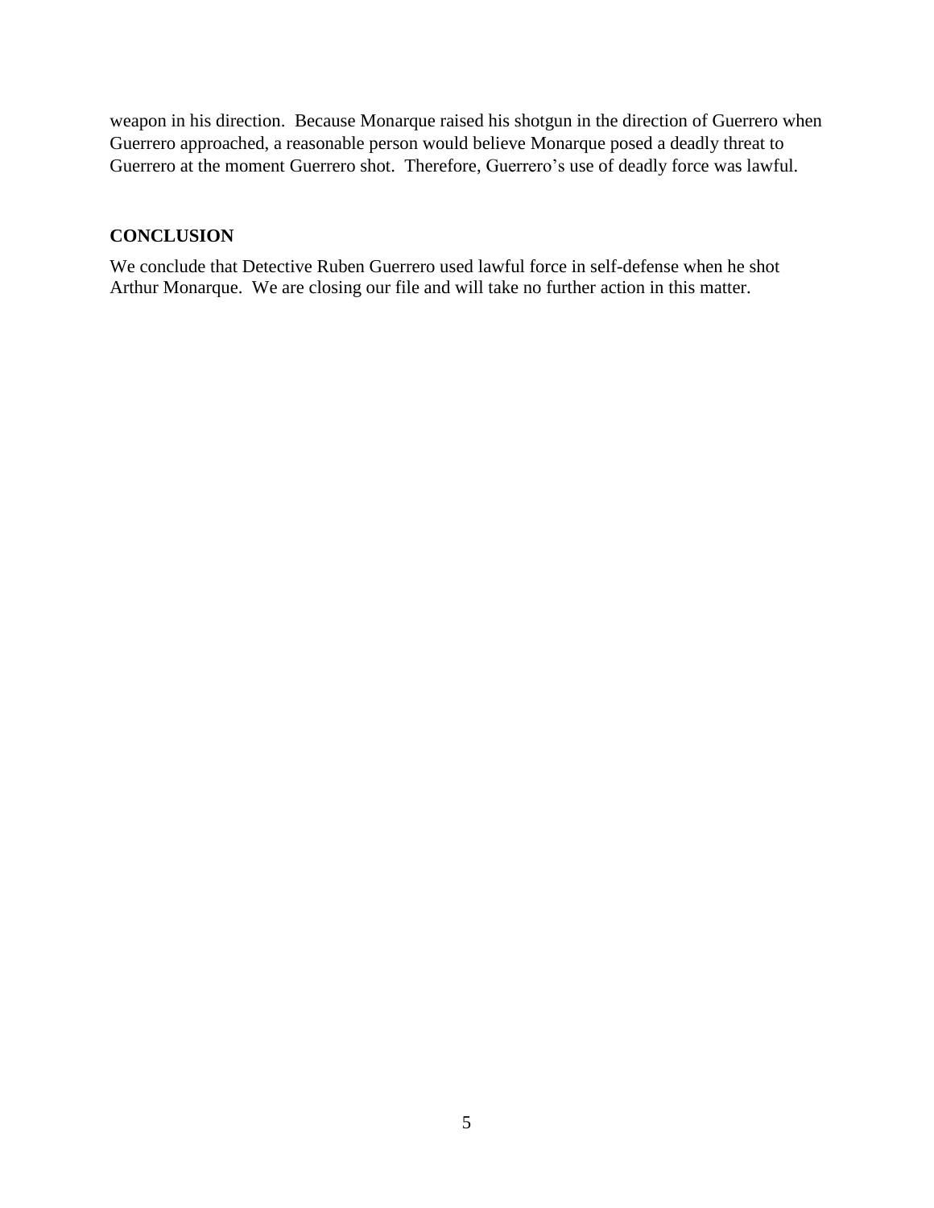weapon in his direction. Because Monarque raised his shotgun in the direction of Guerrero when Guerrero approached, a reasonable person would believe Monarque posed a deadly threat to Guerrero at the moment Guerrero shot. Therefore, Guerrero's use of deadly force was lawful.

## CONCLUSION

We conclude that Detective Ruben Guerrero used lawful force in self-defense when he shot Arthur Monarque. We are closing our file and will take no further action in this matter.